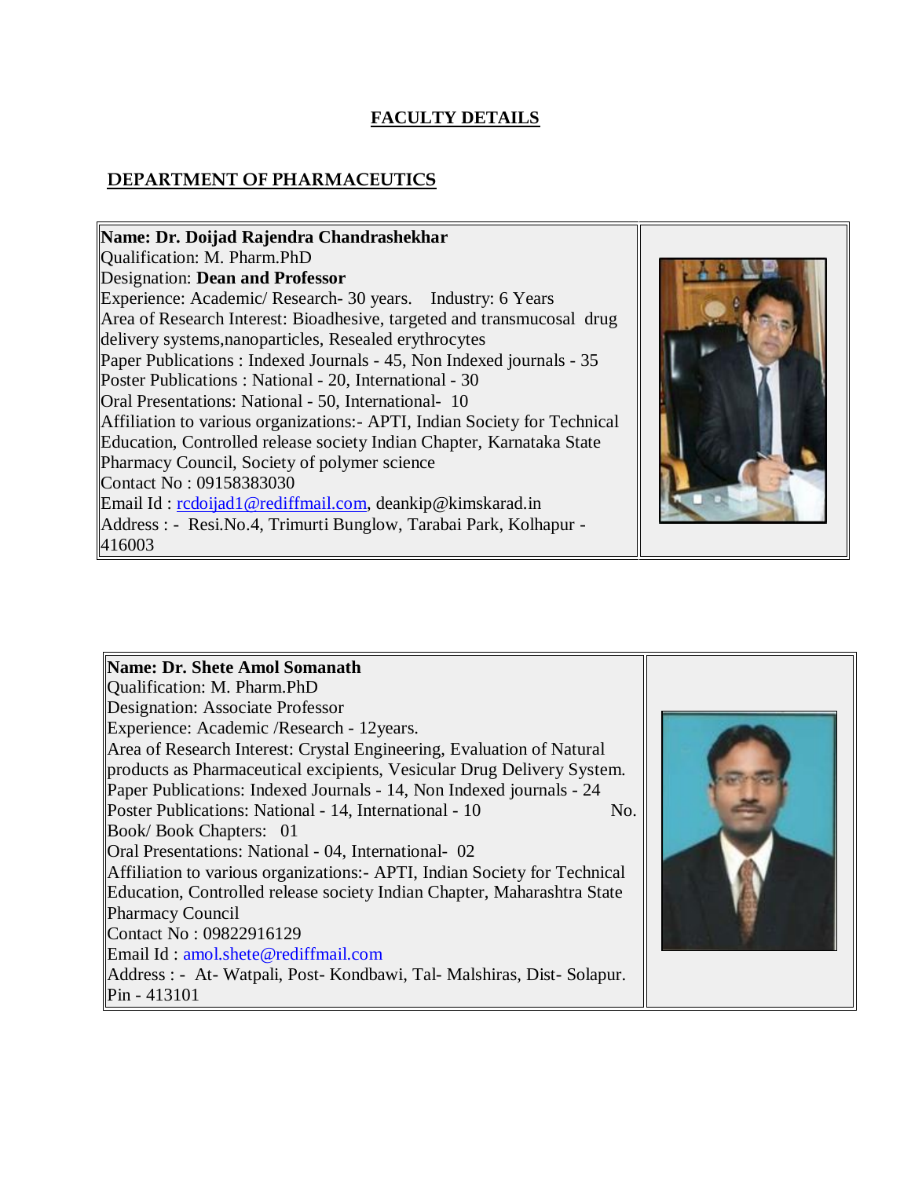# FACULTY DETAILS

## DEPARTMENT OF PHARMACEUTICS

**Name: Dr. Doijad Rajendra Chandrashekhar**
Qualification: M. Pharm.PhD
Designation: **Dean and Professor**
Experience: Academic/ Research- 30 years. Industry: 6 Years
Area of Research Interest: Bioadhesive, targeted and transmucosal drug delivery systems,nanoparticles, Resealed erythrocytes
Paper Publications : Indexed Journals - 45, Non Indexed journals - 35
Poster Publications : National - 20, International - 30
Oral Presentations: National - 50, International- 10
Affiliation to various organizations:- APTI, Indian Society for Technical Education, Controlled release society Indian Chapter, Karnataka State Pharmacy Council, Society of polymer science
Contact No : 09158383030
Email Id : rcdoijad1@rediffmail.com, deankip@kimskarad.in
Address : - Resi.No.4, Trimurti Bunglow, Tarabai Park, Kolhapur - 416003

**Name: Dr. Shete Amol Somanath**
Qualification: M. Pharm.PhD
Designation: Associate Professor
Experience: Academic /Research - 12years.
Area of Research Interest: Crystal Engineering, Evaluation of Natural products as Pharmaceutical excipients, Vesicular Drug Delivery System.
Paper Publications: Indexed Journals - 14, Non Indexed journals - 24
Poster Publications: National - 14, International - 10 No.
Book/ Book Chapters: 01
Oral Presentations: National - 04, International- 02
Affiliation to various organizations:- APTI, Indian Society for Technical Education, Controlled release society Indian Chapter, Maharashtra State Pharmacy Council
Contact No : 09822916129
Email Id : amol.shete@rediffmail.com
Address : - At- Watpali, Post- Kondbawi, Tal- Malshiras, Dist- Solapur. Pin - 413101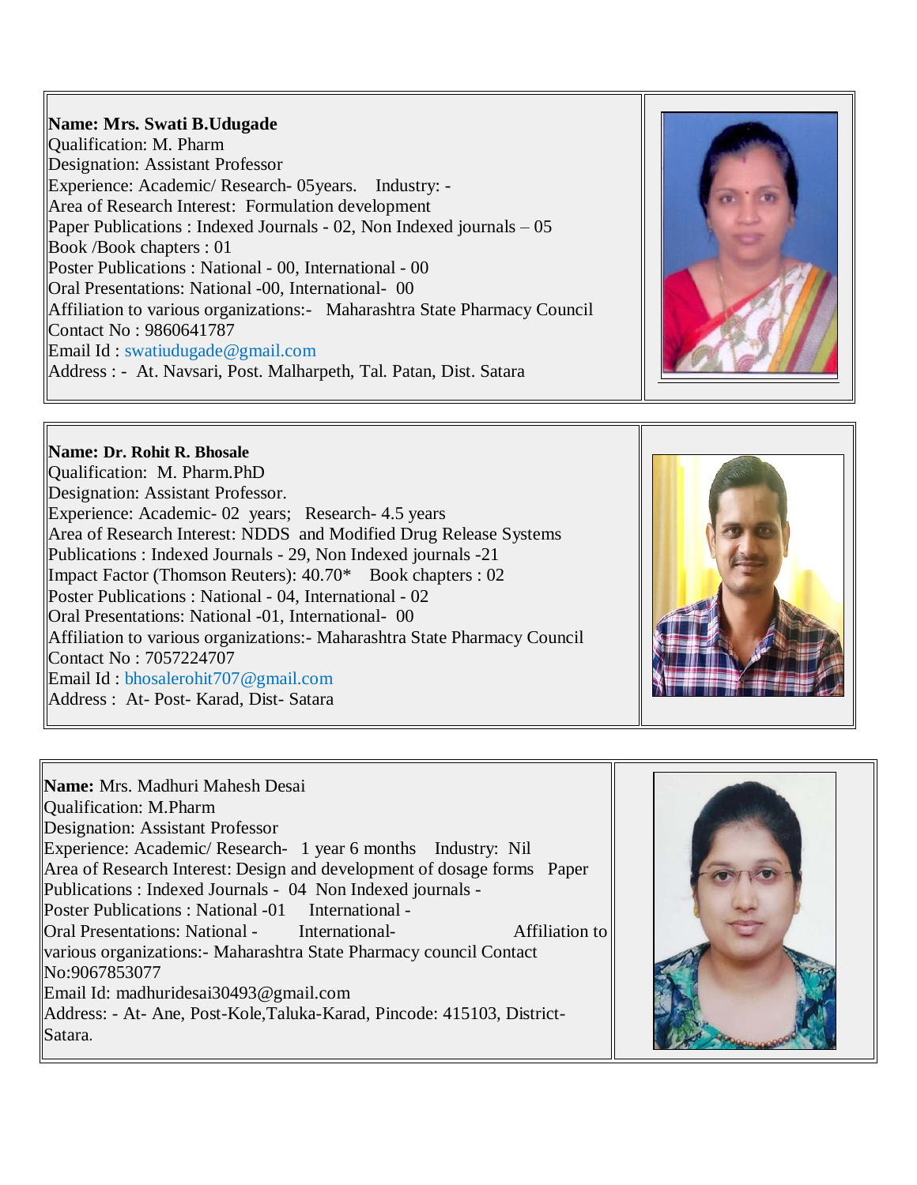**Name: Mrs. Swati B.Udugade**
Qualification: M. Pharm
Designation: Assistant Professor
Experience: Academic/ Research- 05years. Industry: -
Area of Research Interest: Formulation development
Paper Publications : Indexed Journals - 02, Non Indexed journals – 05
Book /Book chapters : 01
Poster Publications : National - 00, International - 00
Oral Presentations: National -00, International- 00
Affiliation to various organizations:- Maharashtra State Pharmacy Council
Contact No : 9860641787
Email Id : swatiudugade@gmail.com
Address : - At. Navsari, Post. Malharpeth, Tal. Patan, Dist. Satara

**Name: Dr. Rohit R. Bhosale**
Qualification: M. Pharm.PhD
Designation: Assistant Professor.
Experience: Academic- 02 years; Research- 4.5 years
Area of Research Interest: NDDS and Modified Drug Release Systems
Publications : Indexed Journals - 29, Non Indexed journals -21
Impact Factor (Thomson Reuters): 40.70* Book chapters : 02
Poster Publications : National - 04, International - 02
Oral Presentations: National -01, International- 00
Affiliation to various organizations:- Maharashtra State Pharmacy Council
Contact No : 7057224707
Email Id : bhosalerohit707@gmail.com
Address : At- Post- Karad, Dist- Satara

**Name:** Mrs. Madhuri Mahesh Desai
Qualification: M.Pharm
Designation: Assistant Professor
Experience: Academic/ Research- 1 year 6 months Industry: Nil
Area of Research Interest: Design and development of dosage forms Paper Publications : Indexed Journals - 04 Non Indexed journals -
Poster Publications : National -01 International -
Oral Presentations: National - International- Affiliation to various organizations:- Maharashtra State Pharmacy council Contact No:9067853077
Email Id: madhuridesai30493@gmail.com
Address: - At- Ane, Post-Kole,Taluka-Karad, Pincode: 415103, District-Satara.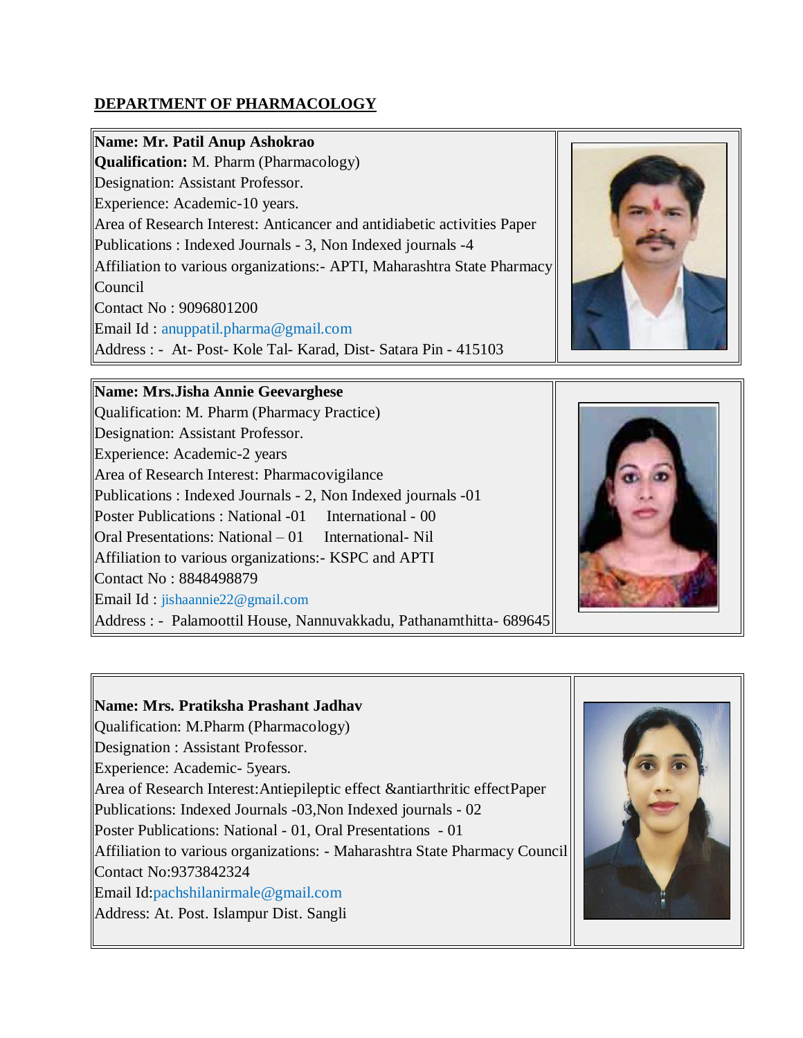## DEPARTMENT OF PHARMACOLOGY

**Name: Mr. Patil Anup Ashokrao**
**Qualification:** M. Pharm (Pharmacology)
Designation: Assistant Professor.
Experience: Academic-10 years.
Area of Research Interest: Anticancer and antidiabetic activities Paper
Publications : Indexed Journals - 3, Non Indexed journals -4
Affiliation to various organizations:- APTI, Maharashtra State Pharmacy Council
Contact No : 9096801200
Email Id : anuppatil.pharma@gmail.com
Address : - At- Post- Kole Tal- Karad, Dist- Satara Pin - 415103

**Name: Mrs.Jisha Annie Geevarghese**
Qualification: M. Pharm (Pharmacy Practice)
Designation: Assistant Professor.
Experience: Academic-2 years
Area of Research Interest: Pharmacovigilance
Publications : Indexed Journals - 2, Non Indexed journals -01
Poster Publications : National -01 International - 00
Oral Presentations: National – 01 International- Nil
Affiliation to various organizations:- KSPC and APTI
Contact No : 8848498879
Email Id : jishaannie22@gmail.com
Address : - Palamoottil House, Nannuvakkadu, Pathanamthitta- 689645

**Name: Mrs. Pratiksha Prashant Jadhav**
Qualification: M.Pharm (Pharmacology)
Designation : Assistant Professor.
Experience: Academic- 5years.
Area of Research Interest:Antiepileptic effect &antiarthritic effectPaper
Publications: Indexed Journals -03,Non Indexed journals - 02
Poster Publications: National - 01, Oral Presentations - 01
Affiliation to various organizations: - Maharashtra State Pharmacy Council
Contact No:9373842324
Email Id:pachshilanirmale@gmail.com
Address: At. Post. Islampur Dist. Sangli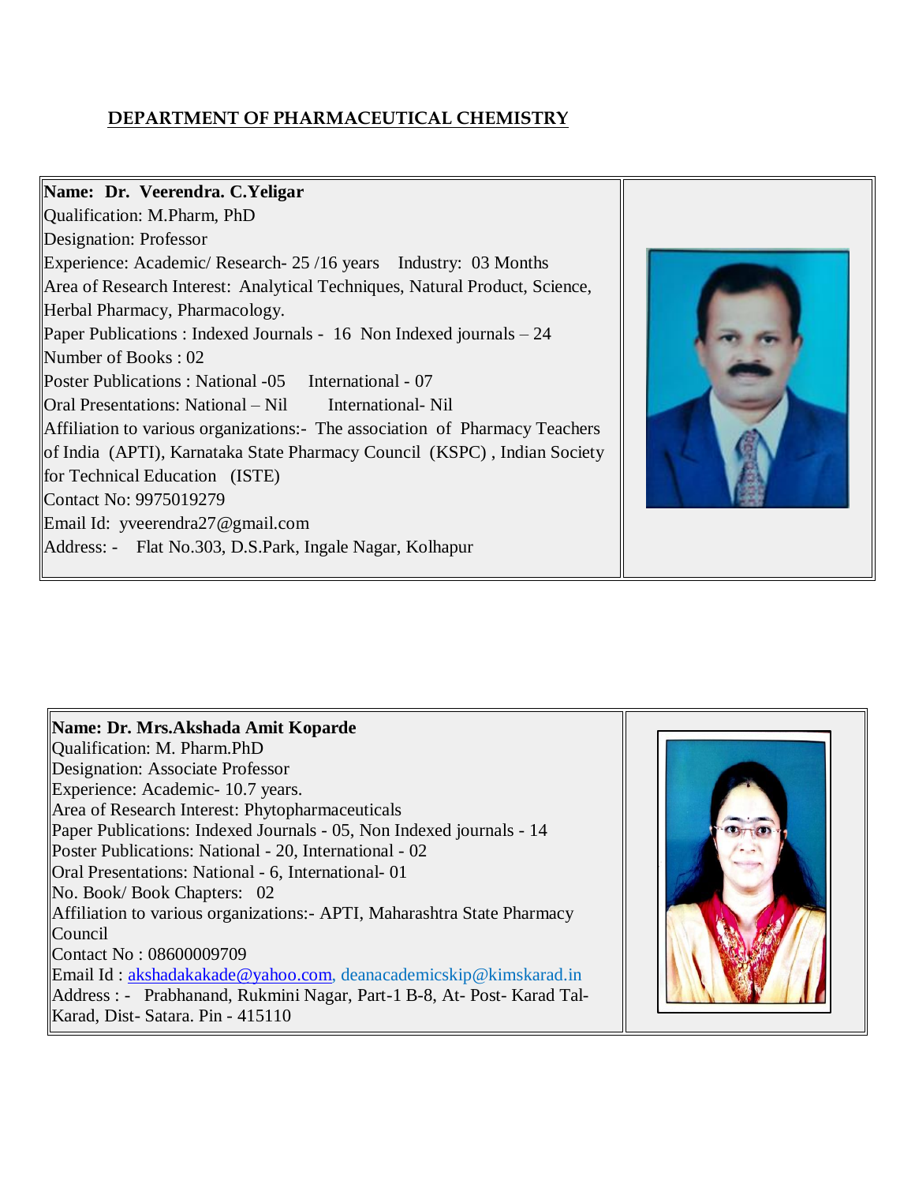## DEPARTMENT OF PHARMACEUTICAL CHEMISTRY

**Name: Dr. Veerendra. C.Yeligar**
Qualification: M.Pharm, PhD
Designation: Professor
Experience: Academic/ Research- 25 /16 years Industry: 03 Months
Area of Research Interest: Analytical Techniques, Natural Product, Science, Herbal Pharmacy, Pharmacology.
Paper Publications : Indexed Journals - 16 Non Indexed journals – 24
Number of Books : 02
Poster Publications : National -05 International - 07
Oral Presentations: National – Nil International- Nil
Affiliation to various organizations:- The association of Pharmacy Teachers of India (APTI), Karnataka State Pharmacy Council (KSPC) , Indian Society for Technical Education (ISTE)
Contact No: 9975019279
Email Id: yveerendra27@gmail.com
Address: - Flat No.303, D.S.Park, Ingale Nagar, Kolhapur

**Name: Dr. Mrs.Akshada Amit Koparde**
Qualification: M. Pharm.PhD
Designation: Associate Professor
Experience: Academic- 10.7 years.
Area of Research Interest: Phytopharmaceuticals
Paper Publications: Indexed Journals - 05, Non Indexed journals - 14
Poster Publications: National - 20, International - 02
Oral Presentations: National - 6, International- 01
No. Book/ Book Chapters: 02
Affiliation to various organizations:- APTI, Maharashtra State Pharmacy Council
Contact No : 08600009709
Email Id : akshadakakade@yahoo.com, deanacademicskip@kimskarad.in
Address : - Prabhanand, Rukmini Nagar, Part-1 B-8, At- Post- Karad Tal- Karad, Dist- Satara. Pin - 415110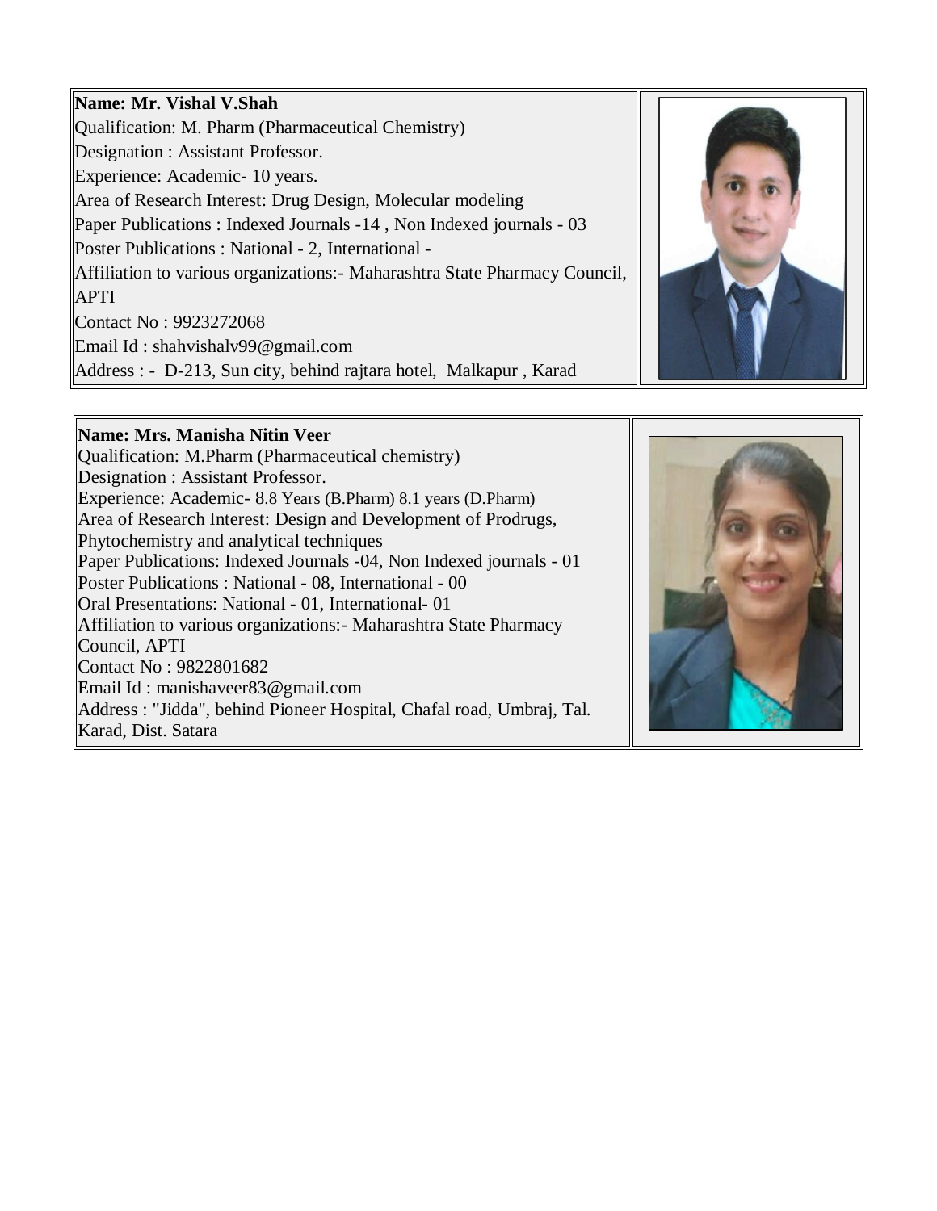**Name: Mr. Vishal V.Shah**
Qualification: M. Pharm (Pharmaceutical Chemistry)
Designation : Assistant Professor.
Experience: Academic- 10 years.
Area of Research Interest: Drug Design, Molecular modeling
Paper Publications : Indexed Journals -14 , Non Indexed journals - 03
Poster Publications : National - 2, International -
Affiliation to various organizations:- Maharashtra State Pharmacy Council, APTI
Contact No : 9923272068
Email Id : shahvishalv99@gmail.com
Address : - D-213, Sun city, behind rajtara hotel, Malkapur , Karad

**Name: Mrs. Manisha Nitin Veer**
Qualification: M.Pharm (Pharmaceutical chemistry)
Designation : Assistant Professor.
Experience: Academic- 8.8 Years (B.Pharm) 8.1 years (D.Pharm)
Area of Research Interest: Design and Development of Prodrugs, Phytochemistry and analytical techniques
Paper Publications: Indexed Journals -04, Non Indexed journals - 01
Poster Publications : National - 08, International - 00
Oral Presentations: National - 01, International- 01
Affiliation to various organizations:- Maharashtra State Pharmacy Council, APTI
Contact No : 9822801682
Email Id : manishaveer83@gmail.com
Address : "Jidda", behind Pioneer Hospital, Chafal road, Umbraj, Tal. Karad, Dist. Satara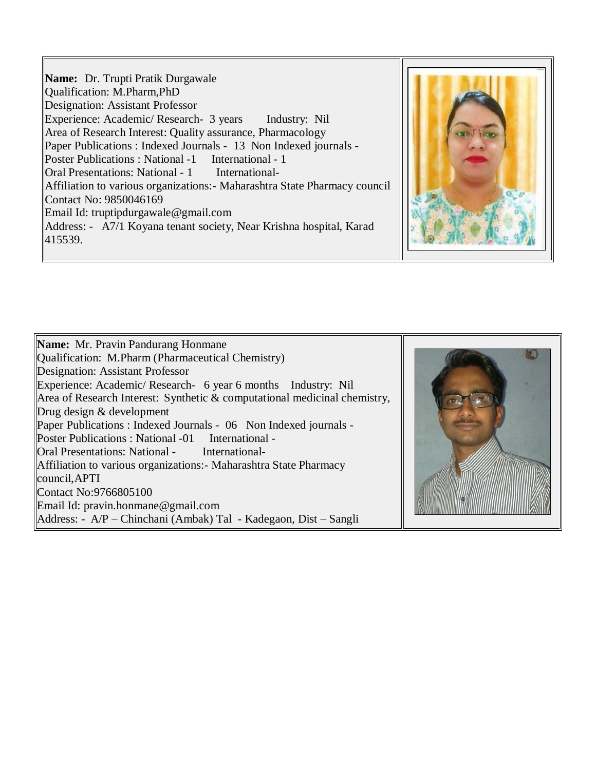**Name:** Dr. Trupti Pratik Durgawale
Qualification: M.Pharm,PhD
Designation: Assistant Professor
Experience: Academic/ Research- 3 years Industry: Nil
Area of Research Interest: Quality assurance, Pharmacology
Paper Publications : Indexed Journals - 13 Non Indexed journals -
Poster Publications : National -1 International - 1
Oral Presentations: National - 1 International-
Affiliation to various organizations:- Maharashtra State Pharmacy council
Contact No: 9850046169
Email Id: truptipdurgawale@gmail.com
Address: - A7/1 Koyana tenant society, Near Krishna hospital, Karad 415539.

**Name:** Mr. Pravin Pandurang Honmane
Qualification: M.Pharm (Pharmaceutical Chemistry)
Designation: Assistant Professor
Experience: Academic/ Research- 6 year 6 months Industry: Nil
Area of Research Interest: Synthetic & computational medicinal chemistry, Drug design & development
Paper Publications : Indexed Journals - 06 Non Indexed journals -
Poster Publications : National -01 International -
Oral Presentations: National - International-
Affiliation to various organizations:- Maharashtra State Pharmacy council,APTI
Contact No:9766805100
Email Id: pravin.honmane@gmail.com
Address: - A/P – Chinchani (Ambak) Tal - Kadegaon, Dist – Sangli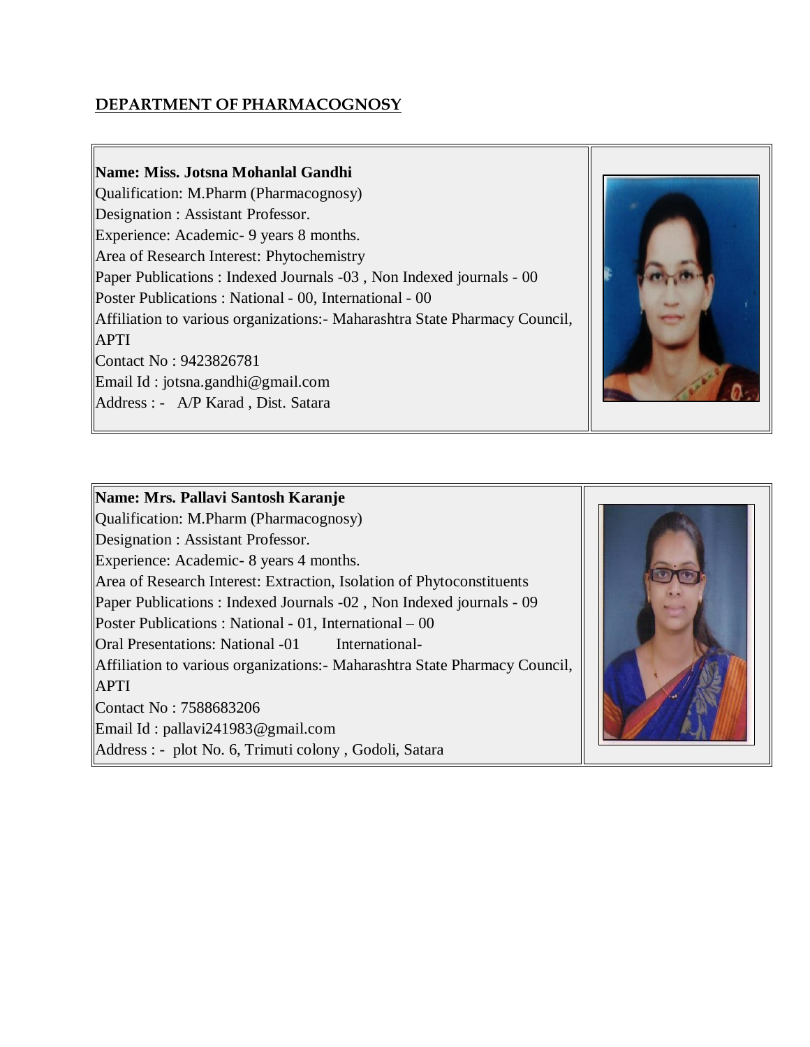## DEPARTMENT OF PHARMACOGNOSY

**Name: Miss. Jotsna Mohanlal Gandhi**
Qualification: M.Pharm (Pharmacognosy)
Designation : Assistant Professor.
Experience: Academic- 9 years 8 months.
Area of Research Interest: Phytochemistry
Paper Publications : Indexed Journals -03 , Non Indexed journals - 00
Poster Publications : National - 00, International - 00
Affiliation to various organizations:- Maharashtra State Pharmacy Council, APTI
Contact No : 9423826781
Email Id : jotsna.gandhi@gmail.com
Address : - A/P Karad , Dist. Satara

**Name: Mrs. Pallavi Santosh Karanje**
Qualification: M.Pharm (Pharmacognosy)
Designation : Assistant Professor.
Experience: Academic- 8 years 4 months.
Area of Research Interest: Extraction, Isolation of Phytoconstituents
Paper Publications : Indexed Journals -02 , Non Indexed journals - 09
Poster Publications : National - 01, International – 00
Oral Presentations: National -01 International-
Affiliation to various organizations:- Maharashtra State Pharmacy Council, APTI
Contact No : 7588683206
Email Id : pallavi241983@gmail.com
Address : - plot No. 6, Trimuti colony , Godoli, Satara